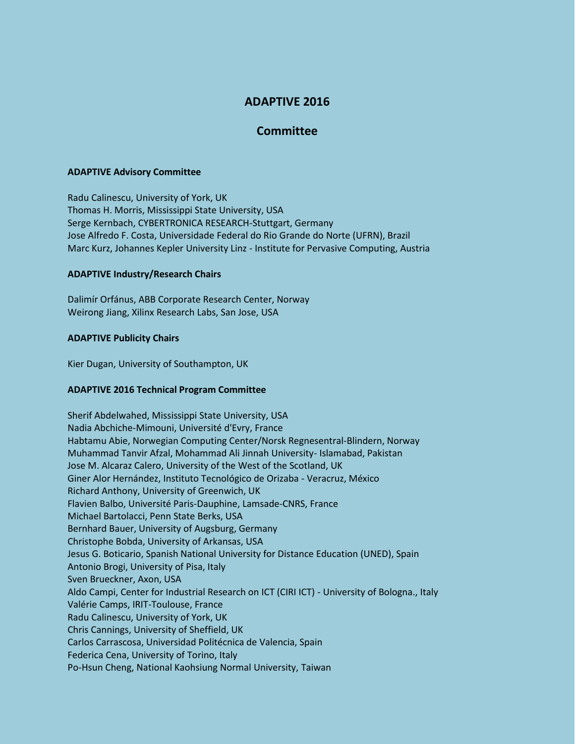# ADAPTIVE 2016

## Committee

### ADAPTIVE Advisory Committee

Radu Calinescu, University of York, UK
Thomas H. Morris, Mississippi State University, USA
Serge Kernbach, CYBERTRONICA RESEARCH-Stuttgart, Germany
Jose Alfredo F. Costa, Universidade Federal do Rio Grande do Norte (UFRN), Brazil
Marc Kurz, Johannes Kepler University Linz - Institute for Pervasive Computing, Austria

### ADAPTIVE Industry/Research Chairs

Dalimír Orfánus, ABB Corporate Research Center, Norway
Weirong Jiang, Xilinx Research Labs, San Jose, USA

### ADAPTIVE Publicity Chairs

Kier Dugan, University of Southampton, UK

### ADAPTIVE 2016 Technical Program Committee

Sherif Abdelwahed, Mississippi State University, USA
Nadia Abchiche-Mimouni, Université d'Evry, France
Habtamu Abie, Norwegian Computing Center/Norsk Regnesentral-Blindern, Norway
Muhammad Tanvir Afzal, Mohammad Ali Jinnah University- Islamabad, Pakistan
Jose M. Alcaraz Calero, University of the West of the Scotland, UK
Giner Alor Hernández, Instituto Tecnológico de Orizaba - Veracruz, México
Richard Anthony, University of Greenwich, UK
Flavien Balbo, Université Paris-Dauphine, Lamsade-CNRS, France
Michael Bartolacci, Penn State Berks, USA
Bernhard Bauer, University of Augsburg, Germany
Christophe Bobda, University of Arkansas, USA
Jesus G. Boticario, Spanish National University for Distance Education (UNED), Spain
Antonio Brogi, University of Pisa, Italy
Sven Brueckner, Axon, USA
Aldo Campi, Center for Industrial Research on ICT (CIRI ICT) - University of Bologna., Italy
Valérie Camps, IRIT-Toulouse, France
Radu Calinescu, University of York, UK
Chris Cannings, University of Sheffield, UK
Carlos Carrascosa, Universidad Politécnica de Valencia, Spain
Federica Cena, University of Torino, Italy
Po-Hsun Cheng, National Kaohsiung Normal University, Taiwan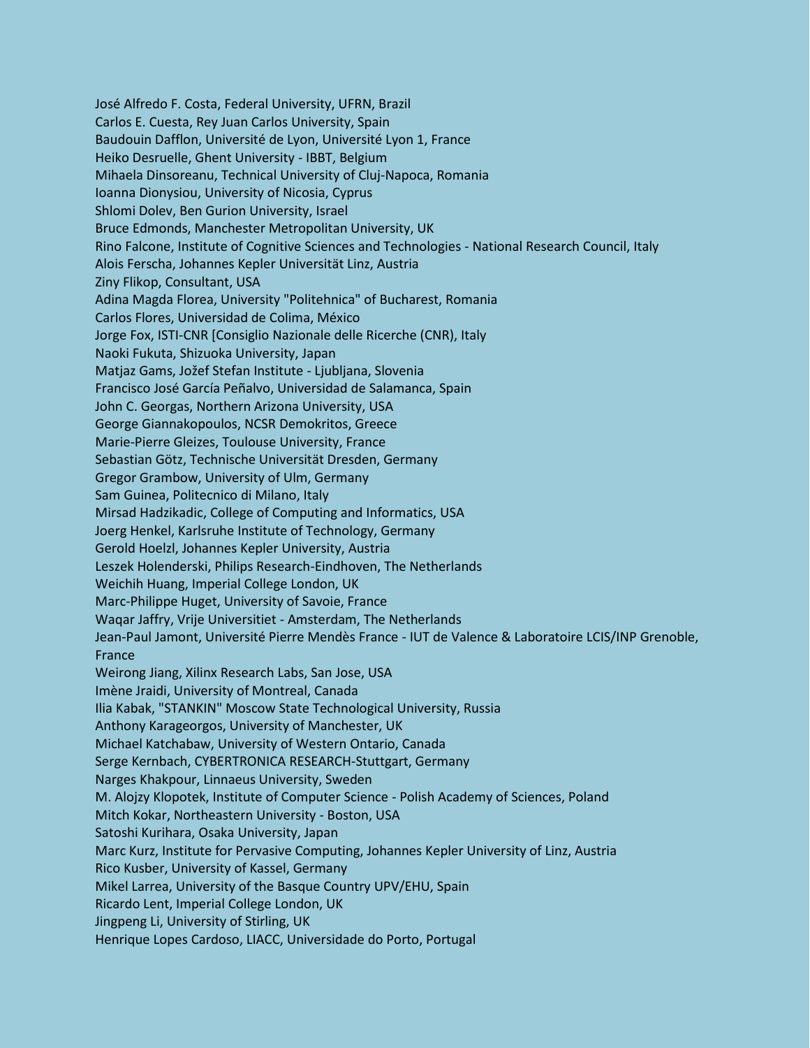José Alfredo F. Costa, Federal University, UFRN, Brazil
Carlos E. Cuesta, Rey Juan Carlos University, Spain
Baudouin Dafflon, Université de Lyon, Université Lyon 1, France
Heiko Desruelle, Ghent University - IBBT, Belgium
Mihaela Dinsoreanu, Technical University of Cluj-Napoca, Romania
Ioanna Dionysiou, University of Nicosia, Cyprus
Shlomi Dolev, Ben Gurion University, Israel
Bruce Edmonds, Manchester Metropolitan University, UK
Rino Falcone, Institute of Cognitive Sciences and Technologies - National Research Council, Italy
Alois Ferscha, Johannes Kepler Universität Linz, Austria
Ziny Flikop, Consultant, USA
Adina Magda Florea, University "Politehnica" of Bucharest, Romania
Carlos Flores, Universidad de Colima, México
Jorge Fox, ISTI-CNR [Consiglio Nazionale delle Ricerche (CNR), Italy
Naoki Fukuta, Shizuoka University, Japan
Matjaz Gams, Jožef Stefan Institute - Ljubljana, Slovenia
Francisco José García Peñalvo, Universidad de Salamanca, Spain
John C. Georgas, Northern Arizona University, USA
George Giannakopoulos, NCSR Demokritos, Greece
Marie-Pierre Gleizes, Toulouse University, France
Sebastian Götz, Technische Universität Dresden, Germany
Gregor Grambow, University of Ulm, Germany
Sam Guinea, Politecnico di Milano, Italy
Mirsad Hadzikadic, College of Computing and Informatics, USA
Joerg Henkel, Karlsruhe Institute of Technology, Germany
Gerold Hoelzl, Johannes Kepler University, Austria
Leszek Holenderski, Philips Research-Eindhoven, The Netherlands
Weichih Huang, Imperial College London, UK
Marc-Philippe Huget, University of Savoie, France
Waqar Jaffry, Vrije Universitiet - Amsterdam, The Netherlands
Jean-Paul Jamont, Université Pierre Mendès France - IUT de Valence & Laboratoire LCIS/INP Grenoble, France
Weirong Jiang, Xilinx Research Labs, San Jose, USA
Imène Jraidi, University of Montreal, Canada
Ilia Kabak, "STANKIN" Moscow State Technological University, Russia
Anthony Karageorgos, University of Manchester, UK
Michael Katchabaw, University of Western Ontario, Canada
Serge Kernbach, CYBERTRONICA RESEARCH-Stuttgart, Germany
Narges Khakpour, Linnaeus University, Sweden
M. Alojzy Klopotek, Institute of Computer Science - Polish Academy of Sciences, Poland
Mitch Kokar, Northeastern University - Boston, USA
Satoshi Kurihara, Osaka University, Japan
Marc Kurz, Institute for Pervasive Computing, Johannes Kepler University of Linz, Austria
Rico Kusber, University of Kassel, Germany
Mikel Larrea, University of the Basque Country UPV/EHU, Spain
Ricardo Lent, Imperial College London, UK
Jingpeng Li, University of Stirling, UK
Henrique Lopes Cardoso, LIACC, Universidade do Porto, Portugal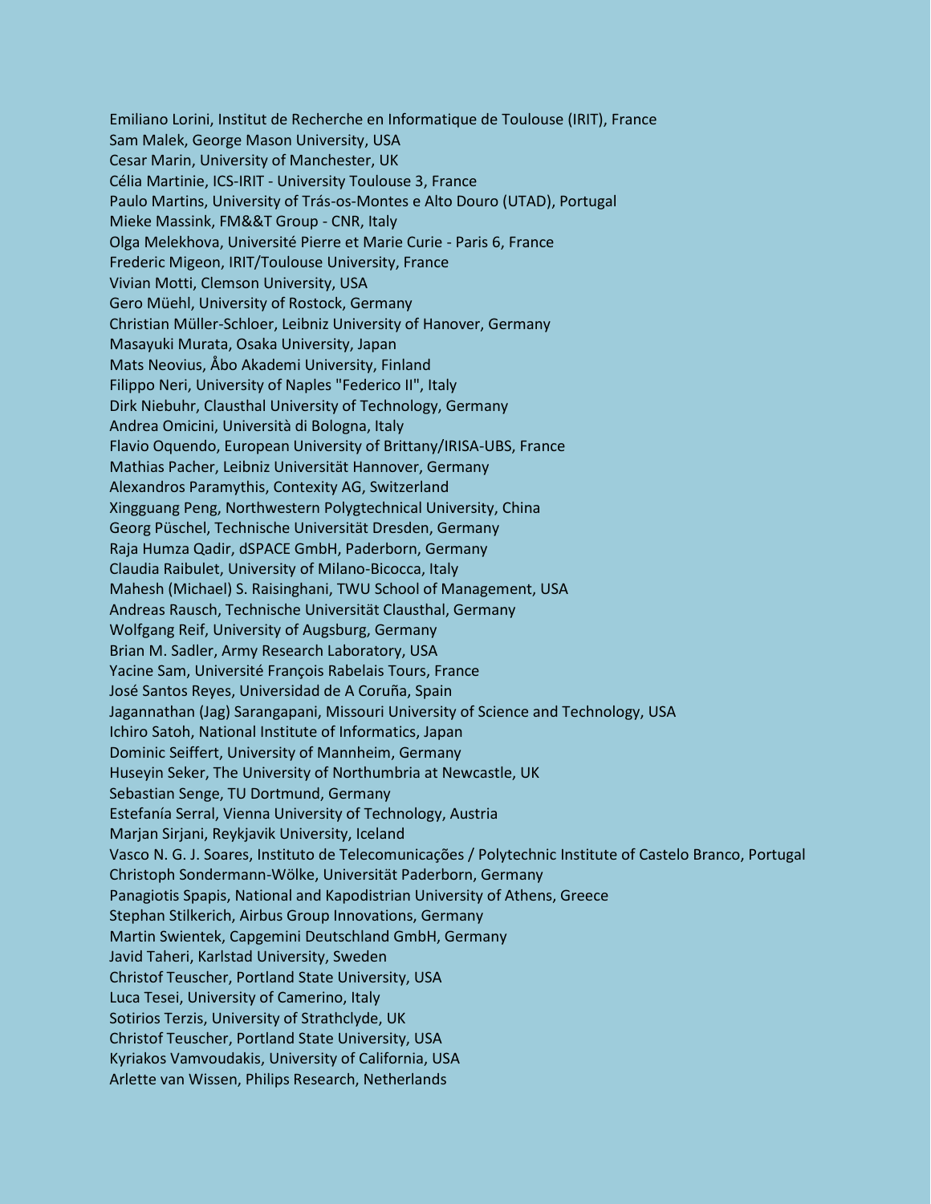Emiliano Lorini, Institut de Recherche en Informatique de Toulouse (IRIT), France
Sam Malek, George Mason University, USA
Cesar Marin, University of Manchester, UK
Célia Martinie, ICS-IRIT - University Toulouse 3, France
Paulo Martins, University of Trás-os-Montes e Alto Douro (UTAD), Portugal
Mieke Massink, FM&&T Group - CNR, Italy
Olga Melekhova, Université Pierre et Marie Curie - Paris 6, France
Frederic Migeon, IRIT/Toulouse University, France
Vivian Motti, Clemson University, USA
Gero Müehl, University of Rostock, Germany
Christian Müller-Schloer, Leibniz University of Hanover, Germany
Masayuki Murata, Osaka University, Japan
Mats Neovius, Åbo Akademi University, Finland
Filippo Neri, University of Naples "Federico II", Italy
Dirk Niebuhr, Clausthal University of Technology, Germany
Andrea Omicini, Università di Bologna, Italy
Flavio Oquendo, European University of Brittany/IRISA-UBS, France
Mathias Pacher, Leibniz Universität Hannover, Germany
Alexandros Paramythis, Contexity AG, Switzerland
Xingguang Peng, Northwestern Polygtechnical University, China
Georg Püschel, Technische Universität Dresden, Germany
Raja Humza Qadir, dSPACE GmbH, Paderborn, Germany
Claudia Raibulet, University of Milano-Bicocca, Italy
Mahesh (Michael) S. Raisinghani, TWU School of Management, USA
Andreas Rausch, Technische Universität Clausthal, Germany
Wolfgang Reif, University of Augsburg, Germany
Brian M. Sadler, Army Research Laboratory, USA
Yacine Sam, Université François Rabelais Tours, France
José Santos Reyes, Universidad de A Coruña, Spain
Jagannathan (Jag) Sarangapani, Missouri University of Science and Technology, USA
Ichiro Satoh, National Institute of Informatics, Japan
Dominic Seiffert, University of Mannheim, Germany
Huseyin Seker, The University of Northumbria at Newcastle, UK
Sebastian Senge, TU Dortmund, Germany
Estefanía Serral, Vienna University of Technology, Austria
Marjan Sirjani, Reykjavik University, Iceland
Vasco N. G. J. Soares, Instituto de Telecomunicações / Polytechnic Institute of Castelo Branco, Portugal
Christoph Sondermann-Wölke, Universität Paderborn, Germany
Panagiotis Spapis, National and Kapodistrian University of Athens, Greece
Stephan Stilkerich, Airbus Group Innovations, Germany
Martin Swientek, Capgemini Deutschland GmbH, Germany
Javid Taheri, Karlstad University, Sweden
Christof Teuscher, Portland State University, USA
Luca Tesei, University of Camerino, Italy
Sotirios Terzis, University of Strathclyde, UK
Christof Teuscher, Portland State University, USA
Kyriakos Vamvoudakis, University of California, USA
Arlette van Wissen, Philips Research, Netherlands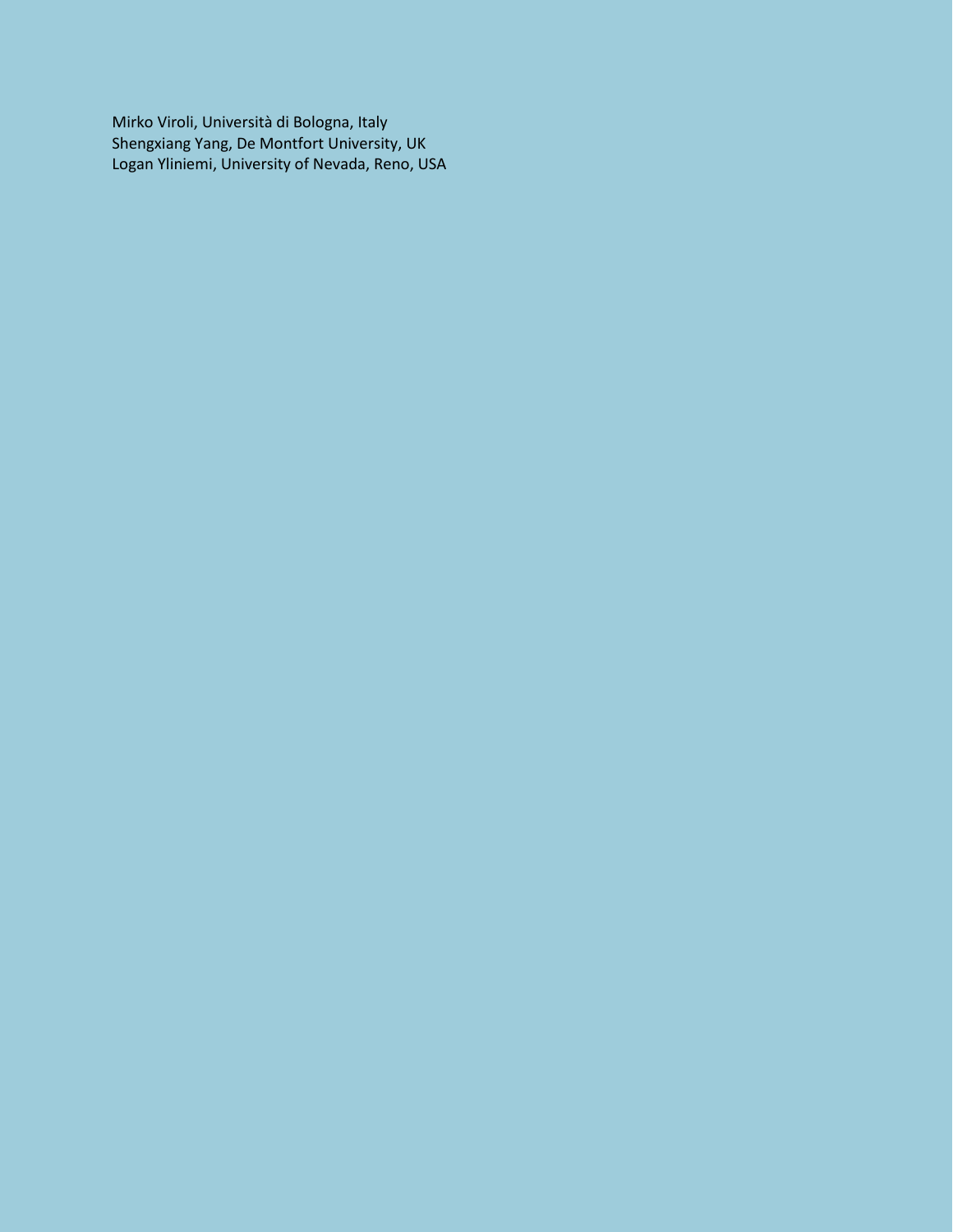Mirko Viroli, Università di Bologna, Italy
Shengxiang Yang, De Montfort University, UK
Logan Yliniemi, University of Nevada, Reno, USA